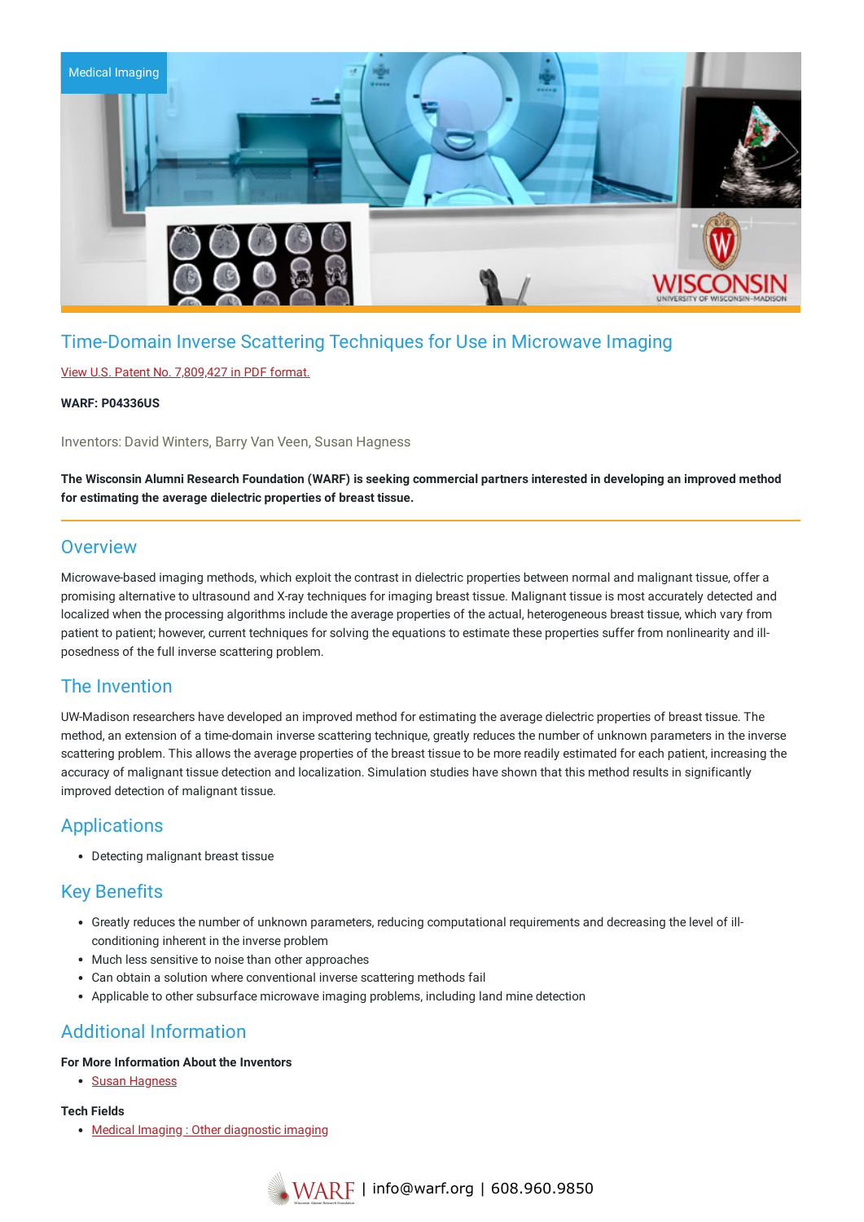Medical Imaging

# Time-Domain Inverse Scattering Techniques for Use in Microwave Imaging

View U.S. Patent No. 7,809,427 in PDF format.

**WARF: P04336US**

Inventors: David Winters, Barry Van Veen, Susan Hagness

**The Wisconsin Alumni Research Foundation (WARF) is seeking commercial partners interested in developing an improved method for estimating the average dielectric properties of breast tissue.**

## Overview

Microwave-based imaging methods, which exploit the contrast in dielectric properties between normal and malignant tissue, offer a promising alternative to ultrasound and X-ray techniques for imaging breast tissue. Malignant tissue is most accurately detected and localized when the processing algorithms include the average properties of the actual, heterogeneous breast tissue, which vary from patient to patient; however, current techniques for solving the equations to estimate these properties suffer from nonlinearity and ill-posedness of the full inverse scattering problem.

## The Invention

UW-Madison researchers have developed an improved method for estimating the average dielectric properties of breast tissue. The method, an extension of a time-domain inverse scattering technique, greatly reduces the number of unknown parameters in the inverse scattering problem. This allows the average properties of the breast tissue to be more readily estimated for each patient, increasing the accuracy of malignant tissue detection and localization. Simulation studies have shown that this method results in significantly improved detection of malignant tissue.

## Applications

- Detecting malignant breast tissue

## Key Benefits

- Greatly reduces the number of unknown parameters, reducing computational requirements and decreasing the level of ill-conditioning inherent in the inverse problem
- Much less sensitive to noise than other approaches
- Can obtain a solution where conventional inverse scattering methods fail
- Applicable to other subsurface microwave imaging problems, including land mine detection

## Additional Information

**For More Information About the Inventors**

- Susan Hagness

**Tech Fields**

- Medical Imaging : Other diagnostic imaging

WARF | info@warf.org | 608.960.9850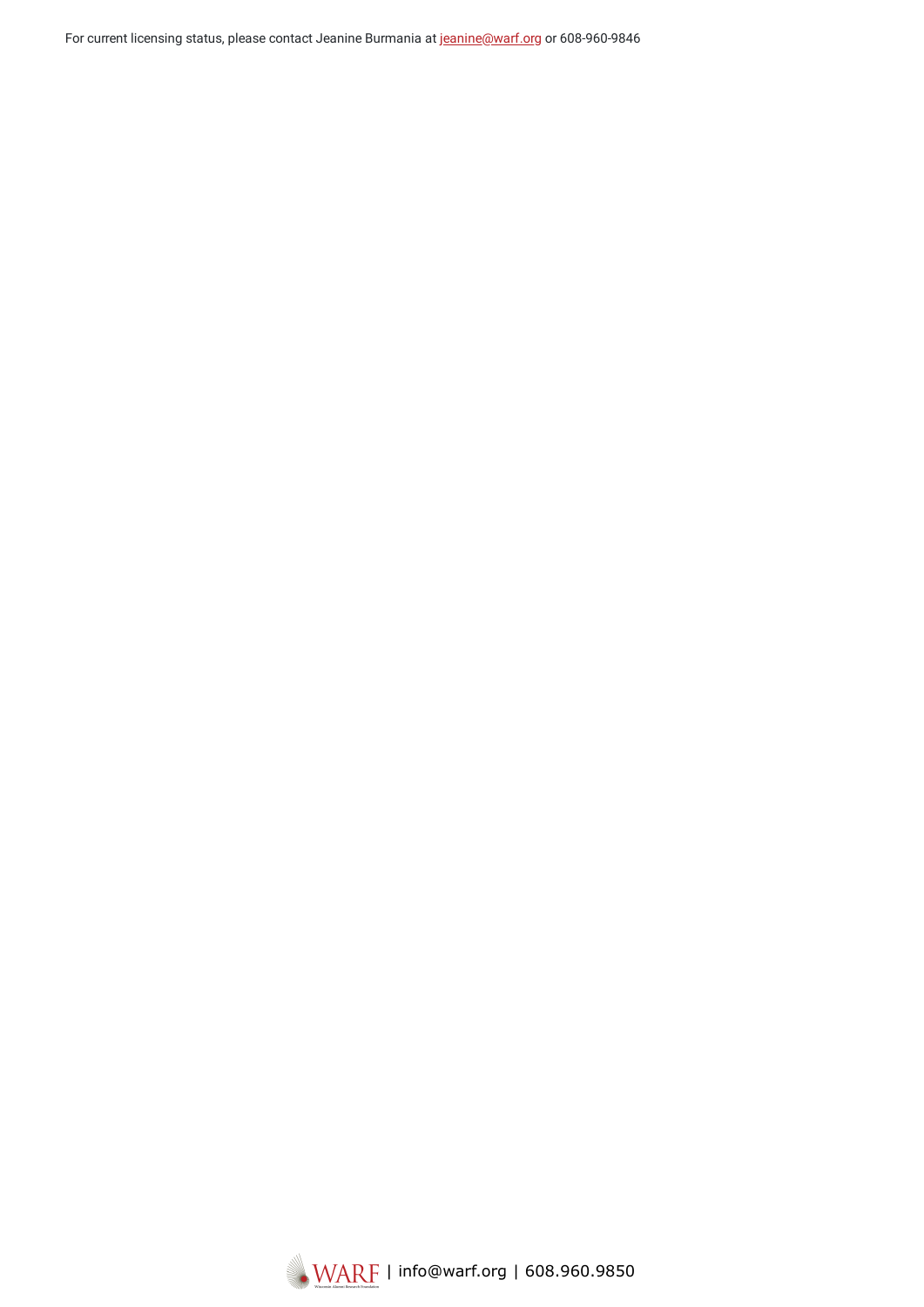For current licensing status, please contact Jeanine Burmania at [jeanine@warf.org](mailto:jeanine@warf.org) or 608-960-9846